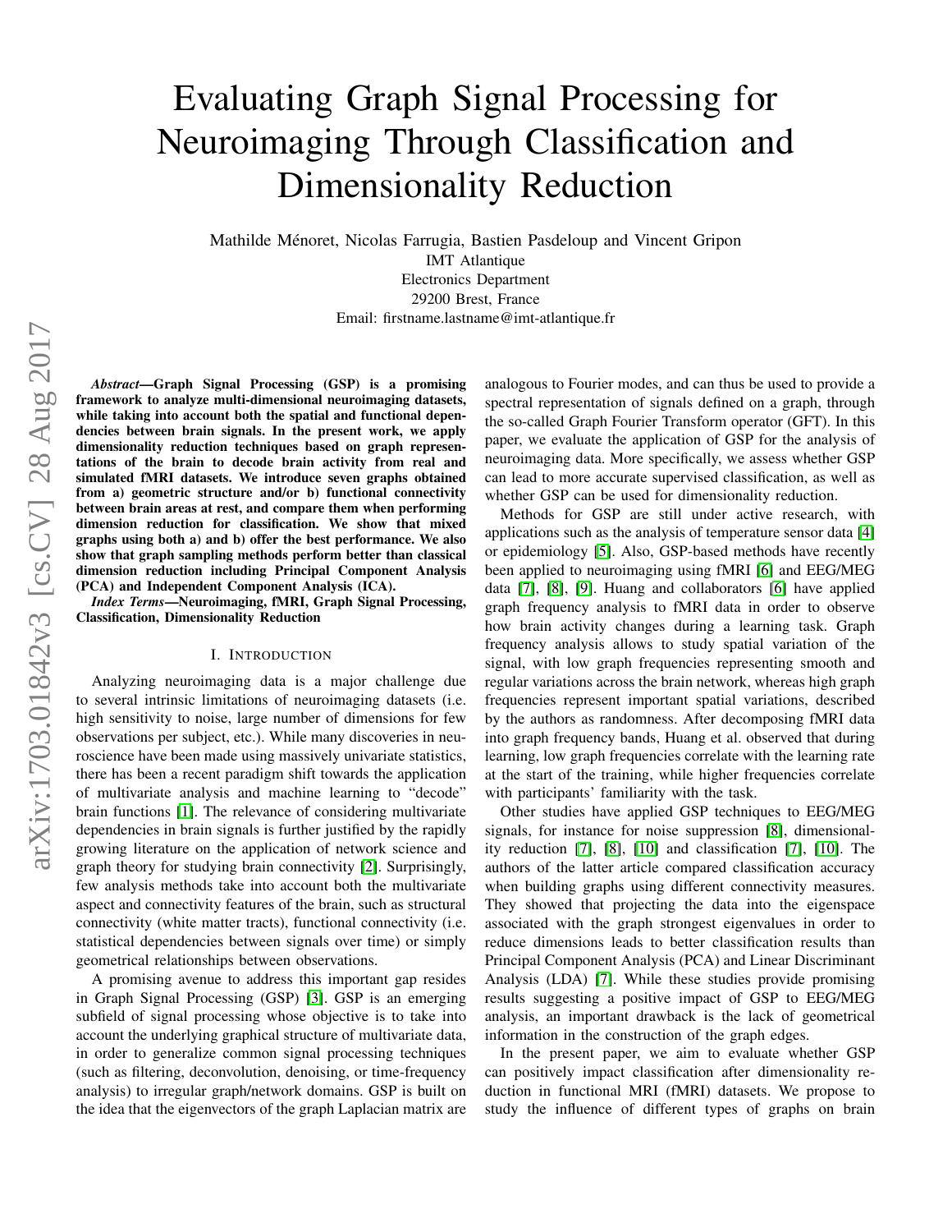# Evaluating Graph Signal Processing for Neuroimaging Through Classification and Dimensionality Reduction

Mathilde Ménoret, Nicolas Farrugia, Bastien Pasdeloup and Vincent Gripon
IMT Atlantique
Electronics Department
29200 Brest, France
Email: firstname.lastname@imt-atlantique.fr

***Abstract*—Graph Signal Processing (GSP) is a promising framework to analyze multi-dimensional neuroimaging datasets, while taking into account both the spatial and functional dependencies between brain signals. In the present work, we apply dimensionality reduction techniques based on graph representations of the brain to decode brain activity from real and simulated fMRI datasets. We introduce seven graphs obtained from a) geometric structure and/or b) functional connectivity between brain areas at rest, and compare them when performing dimension reduction for classification. We show that mixed graphs using both a) and b) offer the best performance. We also show that graph sampling methods perform better than classical dimension reduction including Principal Component Analysis (PCA) and Independent Component Analysis (ICA).**

***Index Terms*—Neuroimaging, fMRI, Graph Signal Processing, Classification, Dimensionality Reduction**

## I. Introduction

Analyzing neuroimaging data is a major challenge due to several intrinsic limitations of neuroimaging datasets (i.e. high sensitivity to noise, large number of dimensions for few observations per subject, etc.). While many discoveries in neuroscience have been made using massively univariate statistics, there has been a recent paradigm shift towards the application of multivariate analysis and machine learning to "decode" brain functions [1]. The relevance of considering multivariate dependencies in brain signals is further justified by the rapidly growing literature on the application of network science and graph theory for studying brain connectivity [2]. Surprisingly, few analysis methods take into account both the multivariate aspect and connectivity features of the brain, such as structural connectivity (white matter tracts), functional connectivity (i.e. statistical dependencies between signals over time) or simply geometrical relationships between observations.

A promising avenue to address this important gap resides in Graph Signal Processing (GSP) [3]. GSP is an emerging subfield of signal processing whose objective is to take into account the underlying graphical structure of multivariate data, in order to generalize common signal processing techniques (such as filtering, deconvolution, denoising, or time-frequency analysis) to irregular graph/network domains. GSP is built on the idea that the eigenvectors of the graph Laplacian matrix are analogous to Fourier modes, and can thus be used to provide a spectral representation of signals defined on a graph, through the so-called Graph Fourier Transform operator (GFT). In this paper, we evaluate the application of GSP for the analysis of neuroimaging data. More specifically, we assess whether GSP can lead to more accurate supervised classification, as well as whether GSP can be used for dimensionality reduction.

Methods for GSP are still under active research, with applications such as the analysis of temperature sensor data [4] or epidemiology [5]. Also, GSP-based methods have recently been applied to neuroimaging using fMRI [6] and EEG/MEG data [7], [8], [9]. Huang and collaborators [6] have applied graph frequency analysis to fMRI data in order to observe how brain activity changes during a learning task. Graph frequency analysis allows to study spatial variation of the signal, with low graph frequencies representing smooth and regular variations across the brain network, whereas high graph frequencies represent important spatial variations, described by the authors as randomness. After decomposing fMRI data into graph frequency bands, Huang et al. observed that during learning, low graph frequencies correlate with the learning rate at the start of the training, while higher frequencies correlate with participants' familiarity with the task.

Other studies have applied GSP techniques to EEG/MEG signals, for instance for noise suppression [8], dimensionality reduction [7], [8], [10] and classification [7], [10]. The authors of the latter article compared classification accuracy when building graphs using different connectivity measures. They showed that projecting the data into the eigenspace associated with the graph strongest eigenvalues in order to reduce dimensions leads to better classification results than Principal Component Analysis (PCA) and Linear Discriminant Analysis (LDA) [7]. While these studies provide promising results suggesting a positive impact of GSP to EEG/MEG analysis, an important drawback is the lack of geometrical information in the construction of the graph edges.

In the present paper, we aim to evaluate whether GSP can positively impact classification after dimensionality reduction in functional MRI (fMRI) datasets. We propose to study the influence of different types of graphs on brain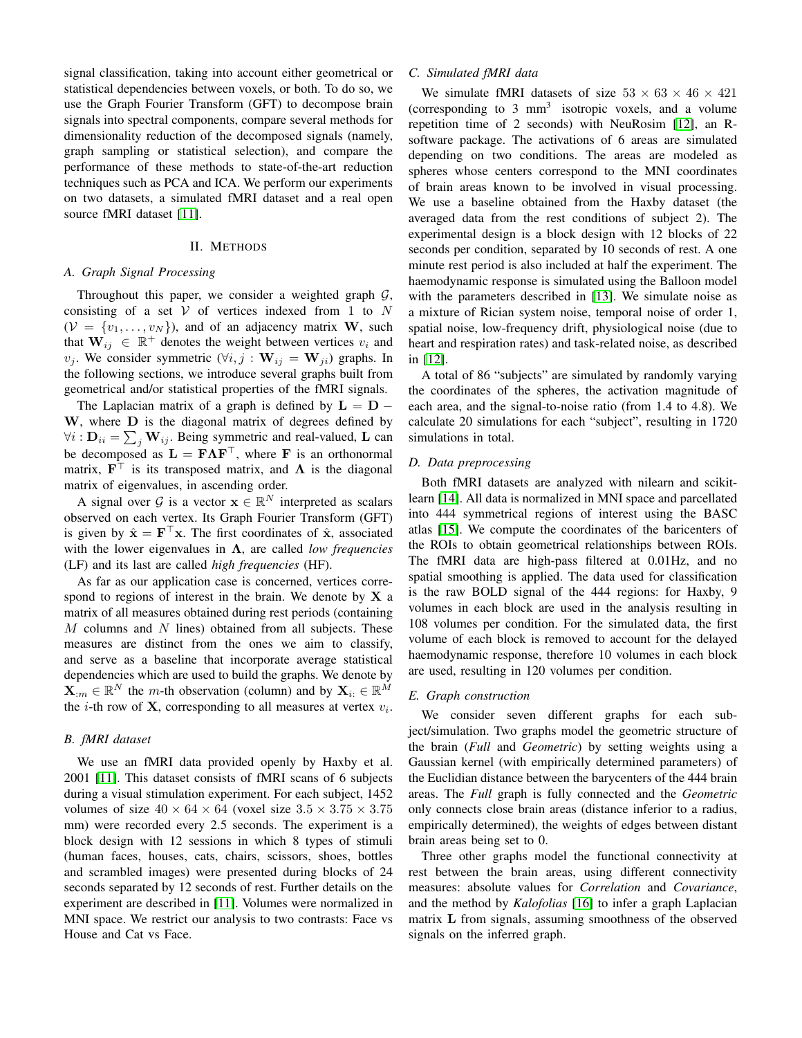signal classification, taking into account either geometrical or statistical dependencies between voxels, or both. To do so, we use the Graph Fourier Transform (GFT) to decompose brain signals into spectral components, compare several methods for dimensionality reduction of the decomposed signals (namely, graph sampling or statistical selection), and compare the performance of these methods to state-of-the-art reduction techniques such as PCA and ICA. We perform our experiments on two datasets, a simulated fMRI dataset and a real open source fMRI dataset [11].

## II. Methods

### A. Graph Signal Processing

Throughout this paper, we consider a weighted graph $\mathcal{G}$, consisting of a set $\mathcal{V}$ of vertices indexed from 1 to $N$ ($\mathcal{V} = \{v_1, \dots, v_N\}$), and of an adjacency matrix $\mathbf{W}$, such that $\mathbf{W}_{ij} \in \mathbb{R}^+$ denotes the weight between vertices $v_i$ and $v_j$. We consider symmetric ($\forall i, j : \mathbf{W}_{ij} = \mathbf{W}_{ji}$) graphs. In the following sections, we introduce several graphs built from geometrical and/or statistical properties of the fMRI signals.

The Laplacian matrix of a graph is defined by $\mathbf{L} = \mathbf{D} - \mathbf{W}$, where $\mathbf{D}$ is the diagonal matrix of degrees defined by $\forall i : \mathbf{D}_{ii} = \sum_j \mathbf{W}_{ij}$. Being symmetric and real-valued, $\mathbf{L}$ can be decomposed as $\mathbf{L} = \mathbf{F}\mathbf{\Lambda}\mathbf{F}^\top$, where $\mathbf{F}$ is an orthonormal matrix, $\mathbf{F}^\top$ is its transposed matrix, and $\mathbf{\Lambda}$ is the diagonal matrix of eigenvalues, in ascending order.

A signal over $\mathcal{G}$ is a vector $\mathbf{x} \in \mathbb{R}^N$ interpreted as scalars observed on each vertex. Its Graph Fourier Transform (GFT) is given by $\hat{\mathbf{x}} = \mathbf{F}^\top \mathbf{x}$. The first coordinates of $\hat{\mathbf{x}}$, associated with the lower eigenvalues in $\mathbf{\Lambda}$, are called *low frequencies* (LF) and its last are called *high frequencies* (HF).

As far as our application case is concerned, vertices correspond to regions of interest in the brain. We denote by $\mathbf{X}$ a matrix of all measures obtained during rest periods (containing $M$ columns and $N$ lines) obtained from all subjects. These measures are distinct from the ones we aim to classify, and serve as a baseline that incorporate average statistical dependencies which are used to build the graphs. We denote by $\mathbf{X}_{:m} \in \mathbb{R}^N$ the $m$-th observation (column) and by $\mathbf{X}_{i:} \in \mathbb{R}^M$ the $i$-th row of $\mathbf{X}$, corresponding to all measures at vertex $v_i$.

### B. fMRI dataset

We use an fMRI data provided openly by Haxby et al. 2001 [11]. This dataset consists of fMRI scans of 6 subjects during a visual stimulation experiment. For each subject, 1452 volumes of size $40 \times 64 \times 64$ (voxel size $3.5 \times 3.75 \times 3.75$ mm) were recorded every 2.5 seconds. The experiment is a block design with 12 sessions in which 8 types of stimuli (human faces, houses, cats, chairs, scissors, shoes, bottles and scrambled images) were presented during blocks of 24 seconds separated by 12 seconds of rest. Further details on the experiment are described in [11]. Volumes were normalized in MNI space. We restrict our analysis to two contrasts: Face vs House and Cat vs Face.

### C. Simulated fMRI data

We simulate fMRI datasets of size $53 \times 63 \times 46 \times 421$ (corresponding to 3 mm$^3$ isotropic voxels, and a volume repetition time of 2 seconds) with NeuRosim [12], an R-software package. The activations of 6 areas are simulated depending on two conditions. The areas are modeled as spheres whose centers correspond to the MNI coordinates of brain areas known to be involved in visual processing. We use a baseline obtained from the Haxby dataset (the averaged data from the rest conditions of subject 2). The experimental design is a block design with 12 blocks of 22 seconds per condition, separated by 10 seconds of rest. A one minute rest period is also included at half the experiment. The haemodynamic response is simulated using the Balloon model with the parameters described in [13]. We simulate noise as a mixture of Rician system noise, temporal noise of order 1, spatial noise, low-frequency drift, physiological noise (due to heart and respiration rates) and task-related noise, as described in [12].

A total of 86 "subjects" are simulated by randomly varying the coordinates of the spheres, the activation magnitude of each area, and the signal-to-noise ratio (from 1.4 to 4.8). We calculate 20 simulations for each "subject", resulting in 1720 simulations in total.

### D. Data preprocessing

Both fMRI datasets are analyzed with nilearn and scikit-learn [14]. All data is normalized in MNI space and parcellated into 444 symmetrical regions of interest using the BASC atlas [15]. We compute the coordinates of the baricenters of the ROIs to obtain geometrical relationships between ROIs. The fMRI data are high-pass filtered at 0.01Hz, and no spatial smoothing is applied. The data used for classification is the raw BOLD signal of the 444 regions: for Haxby, 9 volumes in each block are used in the analysis resulting in 108 volumes per condition. For the simulated data, the first volume of each block is removed to account for the delayed haemodynamic response, therefore 10 volumes in each block are used, resulting in 120 volumes per condition.

### E. Graph construction

We consider seven different graphs for each subject/simulation. Two graphs model the geometric structure of the brain (*Full* and *Geometric*) by setting weights using a Gaussian kernel (with empirically determined parameters) of the Euclidian distance between the barycenters of the 444 brain areas. The *Full* graph is fully connected and the *Geometric* only connects close brain areas (distance inferior to a radius, empirically determined), the weights of edges between distant brain areas being set to 0.

Three other graphs model the functional connectivity at rest between the brain areas, using different connectivity measures: absolute values for *Correlation* and *Covariance*, and the method by *Kalofolias* [16] to infer a graph Laplacian matrix $\mathbf{L}$ from signals, assuming smoothness of the observed signals on the inferred graph.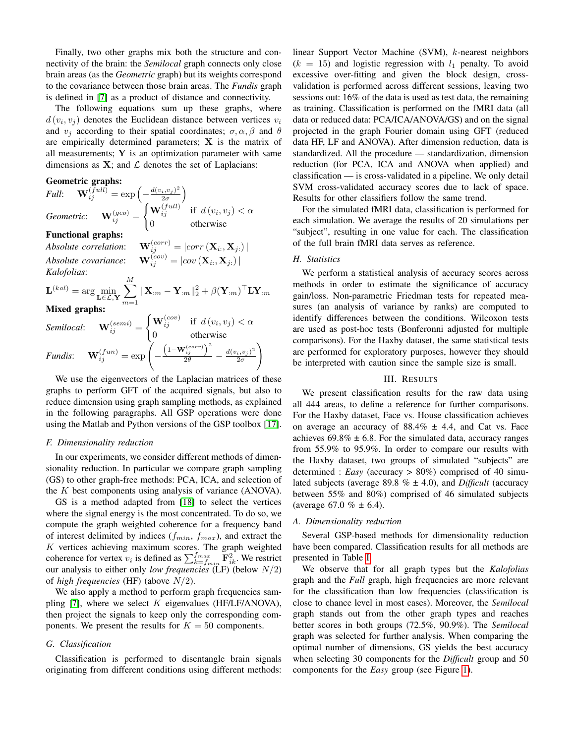Finally, two other graphs mix both the structure and connectivity of the brain: the *Semilocal* graph connects only close brain areas (as the *Geometric* graph) but its weights correspond to the covariance between those brain areas. The *Fundis* graph is defined in [7] as a product of distance and connectivity.

The following equations sum up these graphs, where $d(v_i, v_j)$ denotes the Euclidean distance between vertices $v_i$ and $v_j$ according to their spatial coordinates; $\sigma, \alpha, \beta$ and $\theta$ are empirically determined parameters; $\mathbf{X}$ is the matrix of all measurements; $\mathbf{Y}$ is an optimization parameter with same dimensions as $\mathbf{X}$; and $\mathcal{L}$ denotes the set of Laplacians:

**Geometric graphs:**

*Full*: $\mathbf{W}_{ij}^{(full)} = \exp\left(-\frac{d(v_i,v_j)^2}{2\sigma}\right)$

*Geometric*: $\mathbf{W}_{ij}^{(geo)} = \begin{cases} \mathbf{W}_{ij}^{(full)} & \text{if } d(v_i, v_j) < \alpha \\ 0 & \text{otherwise} \end{cases}$

**Functional graphs:**

*Absolute correlation*: $\mathbf{W}_{ij}^{(corr)} = |corr(\mathbf{X}_{i:}, \mathbf{X}_{j:})|$

*Absolute covariance*: $\mathbf{W}_{ij}^{(cov)} = |cov(\mathbf{X}_{i:}, \mathbf{X}_{j:})|$

*Kalofolias*:

$$\mathbf{L}^{(kal)} = \arg\min_{\mathbf{L}\in\mathcal{L},\mathbf{Y}} \sum_{m=1}^{M} \|\mathbf{X}_{:m} - \mathbf{Y}_{:m}\|_2^2 + \beta(\mathbf{Y}_{:m})^\top \mathbf{L}\mathbf{Y}_{:m}$$

**Mixed graphs:**

*Semilocal*: $\mathbf{W}_{ij}^{(semi)} = \begin{cases} \mathbf{W}_{ij}^{(cov)} & \text{if } d(v_i, v_j) < \alpha \\ 0 & \text{otherwise} \end{cases}$

*Fundis*: $\mathbf{W}_{ij}^{(fun)} = \exp\left(-\frac{\left(1-\mathbf{W}_{ij}^{(corr)}\right)^2}{2\theta} - \frac{d(v_i,v_j)^2}{2\sigma}\right)$

We use the eigenvectors of the Laplacian matrices of these graphs to perform GFT of the acquired signals, but also to reduce dimension using graph sampling methods, as explained in the following paragraphs. All GSP operations were done using the Matlab and Python versions of the GSP toolbox [17].

### F. Dimensionality reduction

In our experiments, we consider different methods of dimensionality reduction. In particular we compare graph sampling (GS) to other graph-free methods: PCA, ICA, and selection of the $K$ best components using analysis of variance (ANOVA).

GS is a method adapted from [18] to select the vertices where the signal energy is the most concentrated. To do so, we compute the graph weighted coherence for a frequency band of interest delimited by indices ($f_{min}$, $f_{max}$), and extract the $K$ vertices achieving maximum scores. The graph weighted coherence for vertex $v_i$ is defined as $\sum_{k=f_{min}}^{f_{max}} \mathbf{F}_{ik}^2$. We restrict our analysis to either only *low frequencies* (LF) (below $N/2$) of *high frequencies* (HF) (above $N/2$).

We also apply a method to perform graph frequencies sampling [7], where we select $K$ eigenvalues (HF/LF/ANOVA), then project the signals to keep only the corresponding components. We present the results for $K = 50$ components.

### G. Classification

Classification is performed to disentangle brain signals originating from different conditions using different methods: linear Support Vector Machine (SVM), $k$-nearest neighbors ($k = 15$) and logistic regression with $l_1$ penalty. To avoid excessive over-fitting and given the block design, cross-validation is performed across different sessions, leaving two sessions out: 16% of the data is used as test data, the remaining as training. Classification is performed on the fMRI data (all data or reduced data: PCA/ICA/ANOVA/GS) and on the signal projected in the graph Fourier domain using GFT (reduced data HF, LF and ANOVA). After dimension reduction, data is standardized. All the procedure — standardization, dimension reduction (for PCA, ICA and ANOVA when applied) and classification — is cross-validated in a pipeline. We only detail SVM cross-validated accuracy scores due to lack of space. Results for other classifiers follow the same trend.

For the simulated fMRI data, classification is performed for each simulation. We average the results of 20 simulations per "subject", resulting in one value for each. The classification of the full brain fMRI data serves as reference.

### H. Statistics

We perform a statistical analysis of accuracy scores across methods in order to estimate the significance of accuracy gain/loss. Non-parametric Friedman tests for repeated measures (an analysis of variance by ranks) are computed to identify differences between the conditions. Wilcoxon tests are used as post-hoc tests (Bonferonni adjusted for multiple comparisons). For the Haxby dataset, the same statistical tests are performed for exploratory purposes, however they should be interpreted with caution since the sample size is small.

## III. Results

We present classification results for the raw data using all 444 areas, to define a reference for further comparisons. For the Haxby dataset, Face vs. House classification achieves on average an accuracy of 88.4% ± 4.4, and Cat vs. Face achieves 69.8% ± 6.8. For the simulated data, accuracy ranges from 55.9% to 95.9%. In order to compare our results with the Haxby dataset, two groups of simulated "subjects" are determined : *Easy* (accuracy > 80%) comprised of 40 simulated subjects (average 89.8 % ± 4.0), and *Difficult* (accuracy between 55% and 80%) comprised of 46 simulated subjects (average 67.0 % ± 6.4).

### A. Dimensionality reduction

Several GSP-based methods for dimensionality reduction have been compared. Classification results for all methods are presented in Table I.

We observe that for all graph types but the *Kalofolias* graph and the *Full* graph, high frequencies are more relevant for the classification than low frequencies (classification is close to chance level in most cases). Moreover, the *Semilocal* graph stands out from the other graph types and reaches better scores in both groups (72.5%, 90.9%). The *Semilocal* graph was selected for further analysis. When comparing the optimal number of dimensions, GS yields the best accuracy when selecting 30 components for the *Difficult* group and 50 components for the *Easy* group (see Figure 1).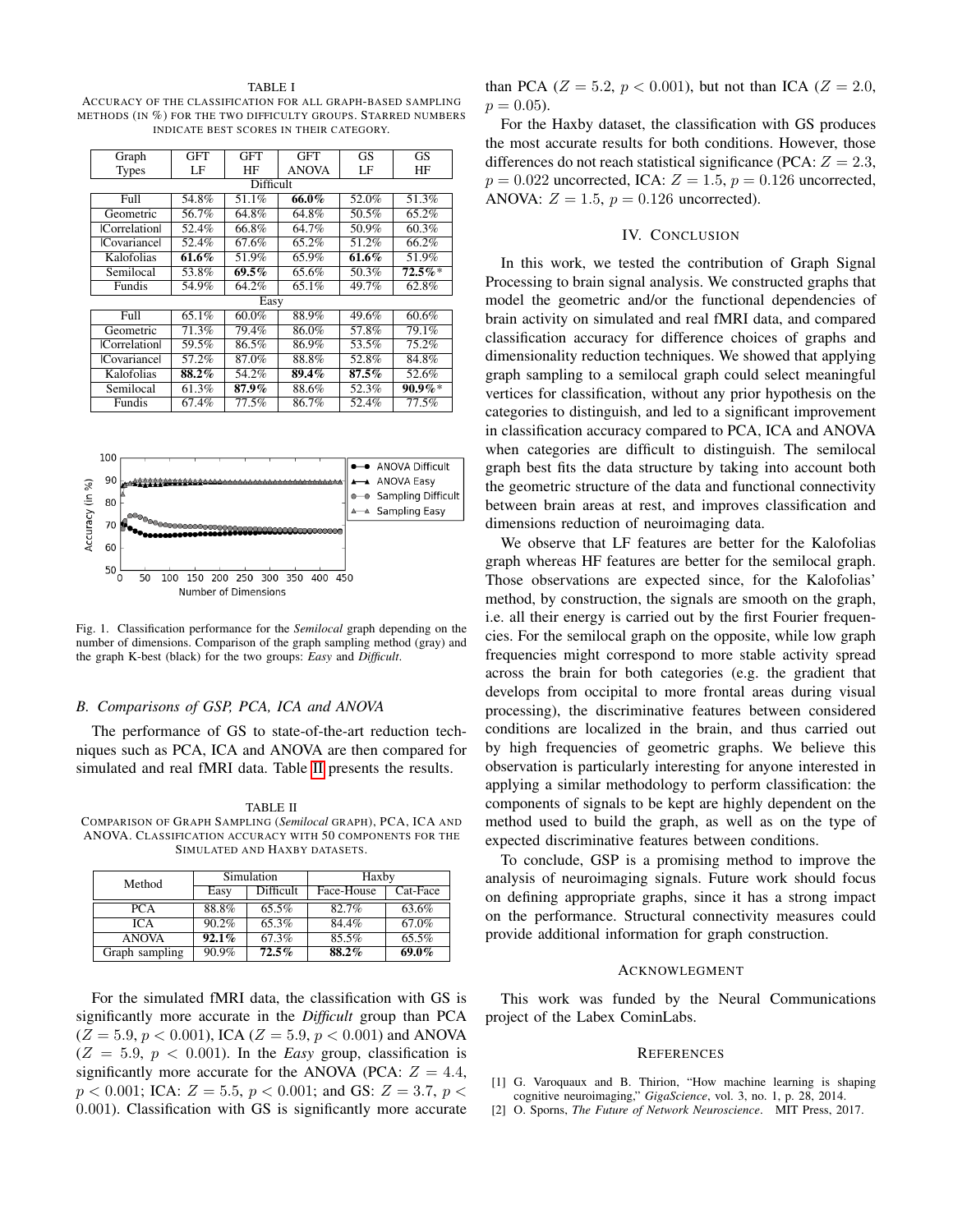TABLE I

ACCURACY OF THE CLASSIFICATION FOR ALL GRAPH-BASED SAMPLING METHODS (IN %) FOR THE TWO DIFFICULTY GROUPS. STARRED NUMBERS INDICATE BEST SCORES IN THEIR CATEGORY.

| Graph Types | GFT LF | GFT HF | GFT ANOVA | GS LF | GS HF |
|---|---|---|---|---|---|
| Difficult | | | | | |
| Full | 54.8% | 51.1% | **66.0%** | 52.0% | 51.3% |
| Geometric | 56.7% | 64.8% | 64.8% | 50.5% | 65.2% |
| \|Correlation\| | 52.4% | 66.8% | 64.7% | 50.9% | 60.3% |
| \|Covariance\| | 52.4% | 67.6% | 65.2% | 51.2% | 66.2% |
| Kalofolias | **61.6%** | 51.9% | 65.9% | **61.6%** | 51.9% |
| Semilocal | 53.8% | **69.5%** | 65.6% | 50.3% | **72.5%**\* |
| Fundis | 54.9% | 64.2% | 65.1% | 49.7% | 62.8% |
| Easy | | | | | |
| Full | 65.1% | 60.0% | 88.9% | 49.6% | 60.6% |
| Geometric | 71.3% | 79.4% | 86.0% | 57.8% | 79.1% |
| \|Correlation\| | 59.5% | 86.5% | 86.9% | 53.5% | 75.2% |
| \|Covariance\| | 57.2% | 87.0% | 88.8% | 52.8% | 84.8% |
| Kalofolias | **88.2%** | 54.2% | **89.4%** | **87.5%** | 52.6% |
| Semilocal | 61.3% | **87.9%** | 88.6% | 52.3% | **90.9%**\* |
| Fundis | 67.4% | 77.5% | 86.7% | 52.4% | 77.5% |

100
90
80
70
60
50
Accuracy (in %)
0 50 100 150 200 250 300 350 400 450
Number of Dimensions
ANOVA Difficult
ANOVA Easy
Sampling Difficult
Sampling Easy

Fig. 1. Classification performance for the *Semilocal* graph depending on the number of dimensions. Comparison of the graph sampling method (gray) and the graph K-best (black) for the two groups: *Easy* and *Difficult*.

### B. Comparisons of GSP, PCA, ICA and ANOVA

The performance of GS to state-of-the-art reduction techniques such as PCA, ICA and ANOVA are then compared for simulated and real fMRI data. Table II presents the results.

TABLE II

COMPARISON OF GRAPH SAMPLING (*Semilocal* GRAPH), PCA, ICA AND ANOVA. CLASSIFICATION ACCURACY WITH 50 COMPONENTS FOR THE SIMULATED AND HAXBY DATASETS.

| Method | Simulation | | Haxby | |
|---|---|---|---|---|
| | Easy | Difficult | Face-House | Cat-Face |
| PCA | 88.8% | 65.5% | 82.7% | 63.6% |
| ICA | 90.2% | 65.3% | 84.4% | 67.0% |
| ANOVA | **92.1%** | 67.3% | 85.5% | 65.5% |
| Graph sampling | 90.9% | **72.5%** | **88.2%** | **69.0%** |

For the simulated fMRI data, the classification with GS is significantly more accurate in the *Difficult* group than PCA ($Z = 5.9$, $p < 0.001$), ICA ($Z = 5.9$, $p < 0.001$) and ANOVA ($Z = 5.9$, $p < 0.001$). In the *Easy* group, classification is significantly more accurate for the ANOVA (PCA: $Z = 4.4$, $p < 0.001$; ICA: $Z = 5.5$, $p < 0.001$; and GS: $Z = 3.7$, $p < 0.001$). Classification with GS is significantly more accurate than PCA ($Z = 5.2$, $p < 0.001$), but not than ICA ($Z = 2.0$, $p = 0.05$).

For the Haxby dataset, the classification with GS produces the most accurate results for both conditions. However, those differences do not reach statistical significance (PCA: $Z = 2.3$, $p = 0.022$ uncorrected, ICA: $Z = 1.5$, $p = 0.126$ uncorrected, ANOVA: $Z = 1.5$, $p = 0.126$ uncorrected).

## IV. CONCLUSION

In this work, we tested the contribution of Graph Signal Processing to brain signal analysis. We constructed graphs that model the geometric and/or the functional dependencies of brain activity on simulated and real fMRI data, and compared classification accuracy for difference choices of graphs and dimensionality reduction techniques. We showed that applying graph sampling to a semilocal graph could select meaningful vertices for classification, without any prior hypothesis on the categories to distinguish, and led to a significant improvement in classification accuracy compared to PCA, ICA and ANOVA when categories are difficult to distinguish. The semilocal graph best fits the data structure by taking into account both the geometric structure of the data and functional connectivity between brain areas at rest, and improves classification and dimensions reduction of neuroimaging data.

We observe that LF features are better for the Kalofolias graph whereas HF features are better for the semilocal graph. Those observations are expected since, for the Kalofolias' method, by construction, the signals are smooth on the graph, i.e. all their energy is carried out by the first Fourier frequencies. For the semilocal graph on the opposite, while low graph frequencies might correspond to more stable activity spread across the brain for both categories (e.g. the gradient that develops from occipital to more frontal areas during visual processing), the discriminative features between considered conditions are localized in the brain, and thus carried out by high frequencies of geometric graphs. We believe this observation is particularly interesting for anyone interested in applying a similar methodology to perform classification: the components of signals to be kept are highly dependent on the method used to build the graph, as well as on the type of expected discriminative features between conditions.

To conclude, GSP is a promising method to improve the analysis of neuroimaging signals. Future work should focus on defining appropriate graphs, since it has a strong impact on the performance. Structural connectivity measures could provide additional information for graph construction.

## ACKNOWLEGMENT

This work was funded by the Neural Communications project of the Labex CominLabs.

## REFERENCES

[1] G. Varoquaux and B. Thirion, "How machine learning is shaping cognitive neuroimaging," *GigaScience*, vol. 3, no. 1, p. 28, 2014.

[2] O. Sporns, *The Future of Network Neuroscience*. MIT Press, 2017.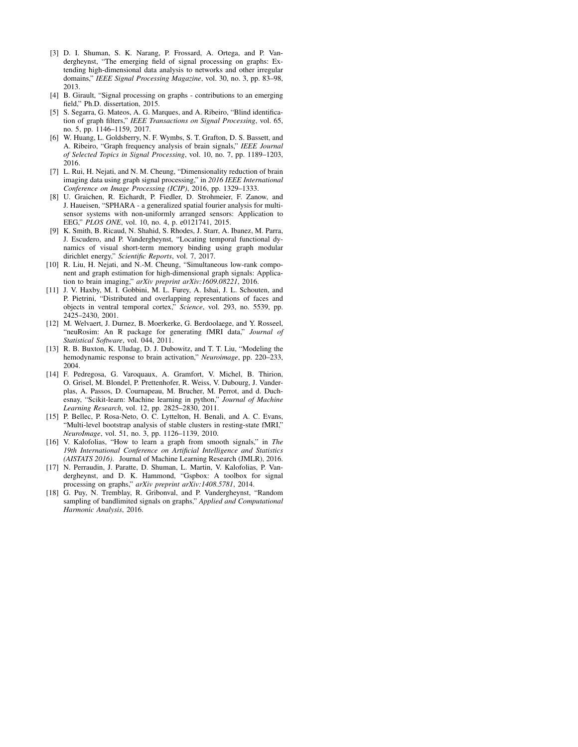[3] D. I. Shuman, S. K. Narang, P. Frossard, A. Ortega, and P. Vandergheynst, "The emerging field of signal processing on graphs: Extending high-dimensional data analysis to networks and other irregular domains," *IEEE Signal Processing Magazine*, vol. 30, no. 3, pp. 83–98, 2013.

[4] B. Girault, "Signal processing on graphs - contributions to an emerging field," Ph.D. dissertation, 2015.

[5] S. Segarra, G. Mateos, A. G. Marques, and A. Ribeiro, "Blind identification of graph filters," *IEEE Transactions on Signal Processing*, vol. 65, no. 5, pp. 1146–1159, 2017.

[6] W. Huang, L. Goldsberry, N. F. Wymbs, S. T. Grafton, D. S. Bassett, and A. Ribeiro, "Graph frequency analysis of brain signals," *IEEE Journal of Selected Topics in Signal Processing*, vol. 10, no. 7, pp. 1189–1203, 2016.

[7] L. Rui, H. Nejati, and N. M. Cheung, "Dimensionality reduction of brain imaging data using graph signal processing," in *2016 IEEE International Conference on Image Processing (ICIP)*, 2016, pp. 1329–1333.

[8] U. Graichen, R. Eichardt, P. Fiedler, D. Strohmeier, F. Zanow, and J. Haueisen, "SPHARA - a generalized spatial fourier analysis for multi-sensor systems with non-uniformly arranged sensors: Application to EEG," *PLOS ONE*, vol. 10, no. 4, p. e0121741, 2015.

[9] K. Smith, B. Ricaud, N. Shahid, S. Rhodes, J. Starr, A. Ibanez, M. Parra, J. Escudero, and P. Vandergheynst, "Locating temporal functional dynamics of visual short-term memory binding using graph modular dirichlet energy," *Scientific Reports*, vol. 7, 2017.

[10] R. Liu, H. Nejati, and N.-M. Cheung, "Simultaneous low-rank component and graph estimation for high-dimensional graph signals: Application to brain imaging," *arXiv preprint arXiv:1609.08221*, 2016.

[11] J. V. Haxby, M. I. Gobbini, M. L. Furey, A. Ishai, J. L. Schouten, and P. Pietrini, "Distributed and overlapping representations of faces and objects in ventral temporal cortex," *Science*, vol. 293, no. 5539, pp. 2425–2430, 2001.

[12] M. Welvaert, J. Durnez, B. Moerkerke, G. Berdoolaege, and Y. Rosseel, "neuRosim: An R package for generating fMRI data," *Journal of Statistical Software*, vol. 044, 2011.

[13] R. B. Buxton, K. Uludag, D. J. Dubowitz, and T. T. Liu, "Modeling the hemodynamic response to brain activation," *Neuroimage*, pp. 220–233, 2004.

[14] F. Pedregosa, G. Varoquaux, A. Gramfort, V. Michel, B. Thirion, O. Grisel, M. Blondel, P. Prettenhofer, R. Weiss, V. Dubourg, J. Vanderplas, A. Passos, D. Cournapeau, M. Brucher, M. Perrot, and d. Duchesnay, "Scikit-learn: Machine learning in python," *Journal of Machine Learning Research*, vol. 12, pp. 2825–2830, 2011.

[15] P. Bellec, P. Rosa-Neto, O. C. Lyttelton, H. Benali, and A. C. Evans, "Multi-level bootstrap analysis of stable clusters in resting-state fMRI," *NeuroImage*, vol. 51, no. 3, pp. 1126–1139, 2010.

[16] V. Kalofolias, "How to learn a graph from smooth signals," in *The 19th International Conference on Artificial Intelligence and Statistics (AISTATS 2016)*. Journal of Machine Learning Research (JMLR), 2016.

[17] N. Perraudin, J. Paratte, D. Shuman, L. Martin, V. Kalofolias, P. Vandergheynst, and D. K. Hammond, "Gspbox: A toolbox for signal processing on graphs," *arXiv preprint arXiv:1408.5781*, 2014.

[18] G. Puy, N. Tremblay, R. Gribonval, and P. Vandergheynst, "Random sampling of bandlimited signals on graphs," *Applied and Computational Harmonic Analysis*, 2016.